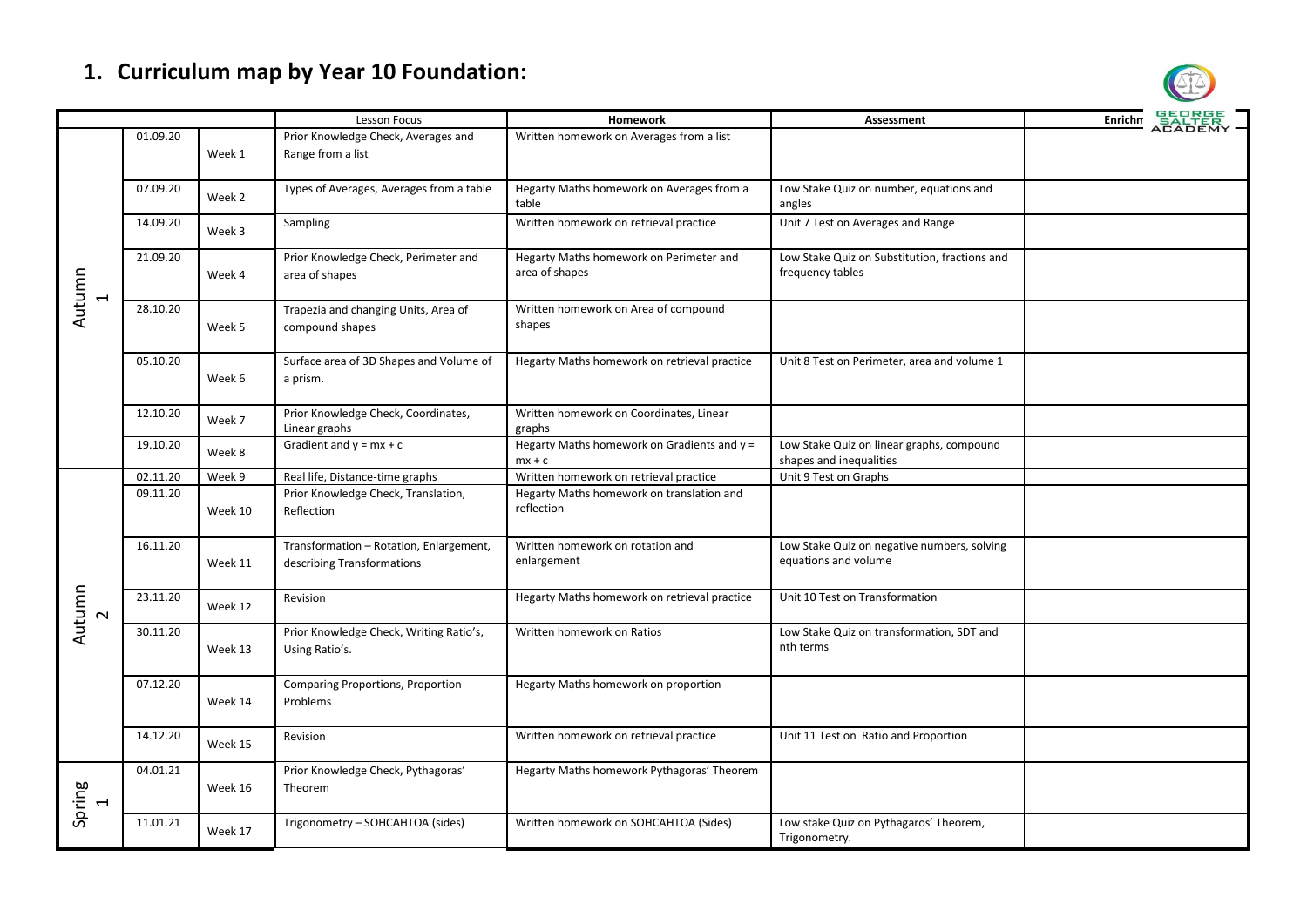# 1. Curriculum map by Year 10 Foundation:

| | | | Lesson Focus | Homework | Assessment | Enrichm |
|---|---|---|---|---|---|---|
| Autumn 1 | 01.09.20 | Week 1 | Prior Knowledge Check, Averages and Range from a list | Written homework on Averages from a list | | |
| | 07.09.20 | Week 2 | Types of Averages, Averages from a table | Hegarty Maths homework on Averages from a table | Low Stake Quiz on number, equations and angles | |
| | 14.09.20 | Week 3 | Sampling | Written homework on retrieval practice | Unit 7 Test on Averages and Range | |
| | 21.09.20 | Week 4 | Prior Knowledge Check, Perimeter and area of shapes | Hegarty Maths homework on Perimeter and area of shapes | Low Stake Quiz on Substitution, fractions and frequency tables | |
| | 28.10.20 | Week 5 | Trapezia and changing Units, Area of compound shapes | Written homework on Area of compound shapes | | |
| | 05.10.20 | Week 6 | Surface area of 3D Shapes and Volume of a prism. | Hegarty Maths homework on retrieval practice | Unit 8 Test on Perimeter, area and volume 1 | |
| | 12.10.20 | Week 7 | Prior Knowledge Check, Coordinates, Linear graphs | Written homework on Coordinates, Linear graphs | | |
| | 19.10.20 | Week 8 | Gradient and $y = mx + c$ | Hegarty Maths homework on Gradients and $y = mx + c$ | Low Stake Quiz on linear graphs, compound shapes and inequalities | |
| Autumn 2 | 02.11.20 | Week 9 | Real life, Distance-time graphs | Written homework on retrieval practice | Unit 9 Test on Graphs | |
| | 09.11.20 | Week 10 | Prior Knowledge Check, Translation, Reflection | Hegarty Maths homework on translation and reflection | | |
| | 16.11.20 | Week 11 | Transformation – Rotation, Enlargement, describing Transformations | Written homework on rotation and enlargement | Low Stake Quiz on negative numbers, solving equations and volume | |
| | 23.11.20 | Week 12 | Revision | Hegarty Maths homework on retrieval practice | Unit 10 Test on Transformation | |
| | 30.11.20 | Week 13 | Prior Knowledge Check, Writing Ratio's, Using Ratio's. | Written homework on Ratios | Low Stake Quiz on transformation, SDT and nth terms | |
| | 07.12.20 | Week 14 | Comparing Proportions, Proportion Problems | Hegarty Maths homework on proportion | | |
| | 14.12.20 | Week 15 | Revision | Written homework on retrieval practice | Unit 11 Test on Ratio and Proportion | |
| Spring 1 | 04.01.21 | Week 16 | Prior Knowledge Check, Pythagoras' Theorem | Hegarty Maths homework Pythagoras' Theorem | | |
| | 11.01.21 | Week 17 | Trigonometry – SOHCAHTOA (sides) | Written homework on SOHCAHTOA (Sides) | Low stake Quiz on Pythagaros' Theorem, Trigonometry. | |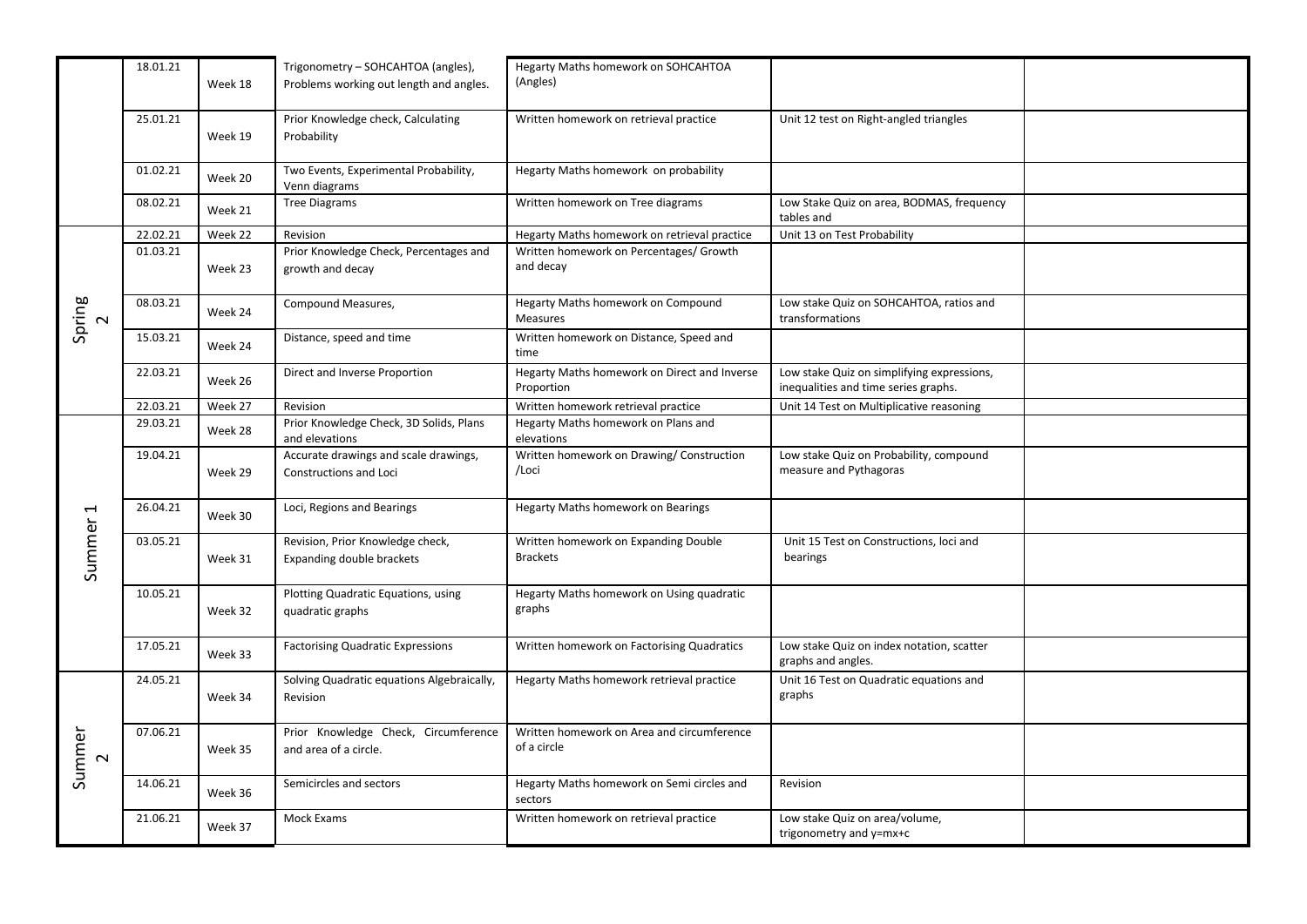| | | | | | | |
|---|---|---|---|---|---|---|
| | 18.01.21 | Week 18 | Trigonometry – SOHCAHTOA (angles), Problems working out length and angles. | Hegarty Maths homework on SOHCAHTOA (Angles) | | |
| | 25.01.21 | Week 19 | Prior Knowledge check, Calculating Probability | Written homework on retrieval practice | Unit 12 test on Right-angled triangles | |
| | 01.02.21 | Week 20 | Two Events, Experimental Probability, Venn diagrams | Hegarty Maths homework on probability | | |
| | 08.02.21 | Week 21 | Tree Diagrams | Written homework on Tree diagrams | Low Stake Quiz on area, BODMAS, frequency tables and | |
| Spring 2 | 22.02.21 | Week 22 | Revision | Hegarty Maths homework on retrieval practice | Unit 13 on Test Probability | |
| | 01.03.21 | Week 23 | Prior Knowledge Check, Percentages and growth and decay | Written homework on Percentages/ Growth and decay | | |
| | 08.03.21 | Week 24 | Compound Measures, | Hegarty Maths homework on Compound Measures | Low stake Quiz on SOHCAHTOA, ratios and transformations | |
| | 15.03.21 | Week 24 | Distance, speed and time | Written homework on Distance, Speed and time | | |
| | 22.03.21 | Week 26 | Direct and Inverse Proportion | Hegarty Maths homework on Direct and Inverse Proportion | Low stake Quiz on simplifying expressions, inequalities and time series graphs. | |
| | 22.03.21 | Week 27 | Revision | Written homework retrieval practice | Unit 14 Test on Multiplicative reasoning | |
| Summer 1 | 29.03.21 | Week 28 | Prior Knowledge Check, 3D Solids, Plans and elevations | Hegarty Maths homework on Plans and elevations | | |
| | 19.04.21 | Week 29 | Accurate drawings and scale drawings, Constructions and Loci | Written homework on Drawing/ Construction /Loci | Low stake Quiz on Probability, compound measure and Pythagoras | |
| | 26.04.21 | Week 30 | Loci, Regions and Bearings | Hegarty Maths homework on Bearings | | |
| | 03.05.21 | Week 31 | Revision, Prior Knowledge check, Expanding double brackets | Written homework on Expanding Double Brackets | Unit 15 Test on Constructions, loci and bearings | |
| | 10.05.21 | Week 32 | Plotting Quadratic Equations, using quadratic graphs | Hegarty Maths homework on Using quadratic graphs | | |
| | 17.05.21 | Week 33 | Factorising Quadratic Expressions | Written homework on Factorising Quadratics | Low stake Quiz on index notation, scatter graphs and angles. | |
| Summer 2 | 24.05.21 | Week 34 | Solving Quadratic equations Algebraically, Revision | Hegarty Maths homework retrieval practice | Unit 16 Test on Quadratic equations and graphs | |
| | 07.06.21 | Week 35 | Prior Knowledge Check, Circumference and area of a circle. | Written homework on Area and circumference of a circle | | |
| | 14.06.21 | Week 36 | Semicircles and sectors | Hegarty Maths homework on Semi circles and sectors | Revision | |
| | 21.06.21 | Week 37 | Mock Exams | Written homework on retrieval practice | Low stake Quiz on area/volume, trigonometry and y=mx+c | |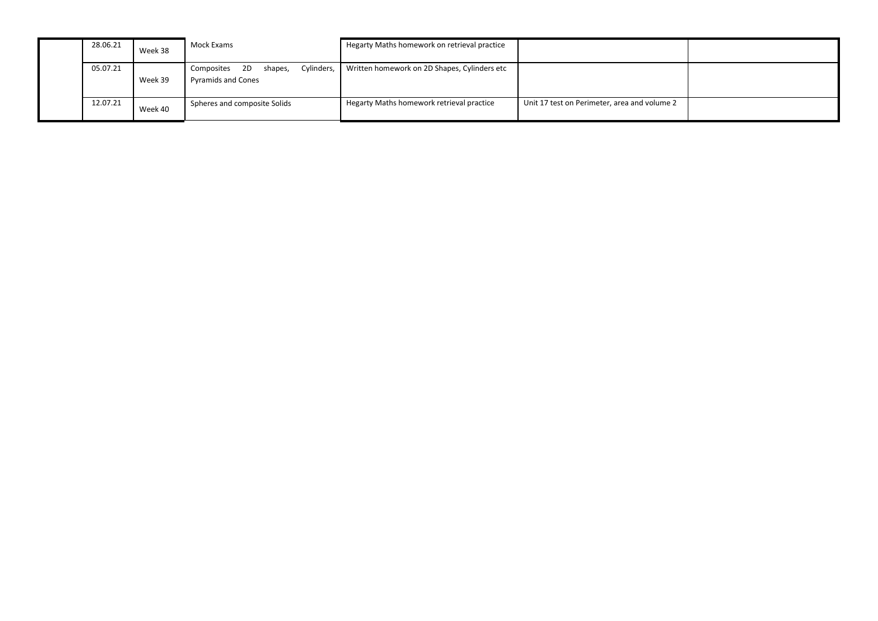| | | | | | | |
|---|---|---|---|---|---|---|
| | 28.06.21 | Week 38 | Mock Exams | Hegarty Maths homework on retrieval practice | | |
| | 05.07.21 | Week 39 | Composites 2D shapes, Cylinders, Pyramids and Cones | Written homework on 2D Shapes, Cylinders etc | | |
| | 12.07.21 | Week 40 | Spheres and composite Solids | Hegarty Maths homework retrieval practice | Unit 17 test on Perimeter, area and volume 2 | |